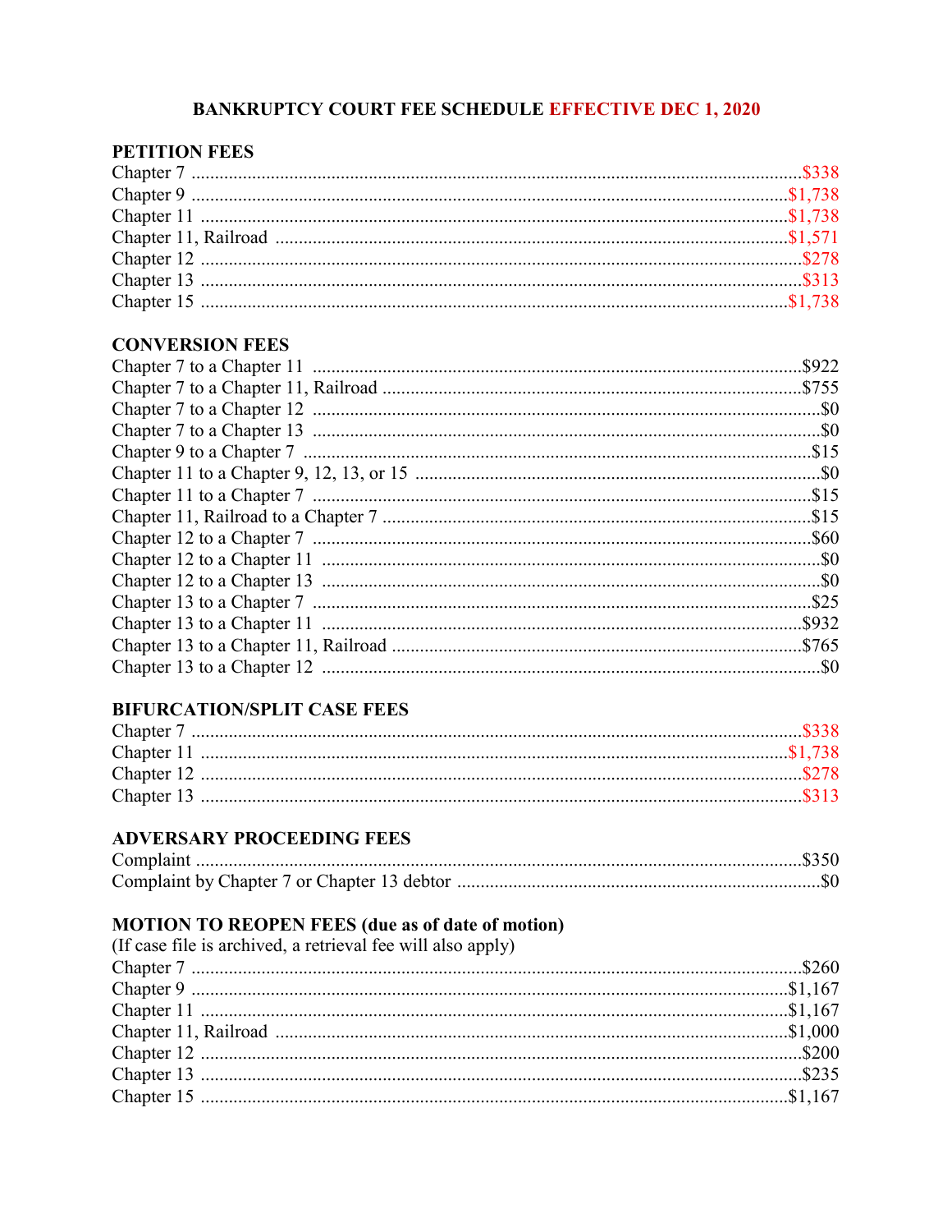# BANKRUPTCY COURT FEE SCHEDULE EFFECTIVE DEC 1, 2020

## PETITION FEES

| | |
|---|---|
| Chapter 7 | $338 |
| Chapter 9 | $1,738 |
| Chapter 11 | $1,738 |
| Chapter 11, Railroad | $1,571 |
| Chapter 12 | $278 |
| Chapter 13 | $313 |
| Chapter 15 | $1,738 |

## CONVERSION FEES

| | |
|---|---|
| Chapter 7 to a Chapter 11 | $922 |
| Chapter 7 to a Chapter 11, Railroad | $755 |
| Chapter 7 to a Chapter 12 | $0 |
| Chapter 7 to a Chapter 13 | $0 |
| Chapter 9 to a Chapter 7 | $15 |
| Chapter 11 to a Chapter 9, 12, 13, or 15 | $0 |
| Chapter 11 to a Chapter 7 | $15 |
| Chapter 11, Railroad to a Chapter 7 | $15 |
| Chapter 12 to a Chapter 7 | $60 |
| Chapter 12 to a Chapter 11 | $0 |
| Chapter 12 to a Chapter 13 | $0 |
| Chapter 13 to a Chapter 7 | $25 |
| Chapter 13 to a Chapter 11 | $932 |
| Chapter 13 to a Chapter 11, Railroad | $765 |
| Chapter 13 to a Chapter 12 | $0 |

## BIFURCATION/SPLIT CASE FEES

| | |
|---|---|
| Chapter 7 | $338 |
| Chapter 11 | $1,738 |
| Chapter 12 | $278 |
| Chapter 13 | $313 |

## ADVERSARY PROCEEDING FEES

| | |
|---|---|
| Complaint | $350 |
| Complaint by Chapter 7 or Chapter 13 debtor | $0 |

## MOTION TO REOPEN FEES (due as of date of motion)

(If case file is archived, a retrieval fee will also apply)

| | |
|---|---|
| Chapter 7 | $260 |
| Chapter 9 | $1,167 |
| Chapter 11 | $1,167 |
| Chapter 11, Railroad | $1,000 |
| Chapter 12 | $200 |
| Chapter 13 | $235 |
| Chapter 15 | $1,167 |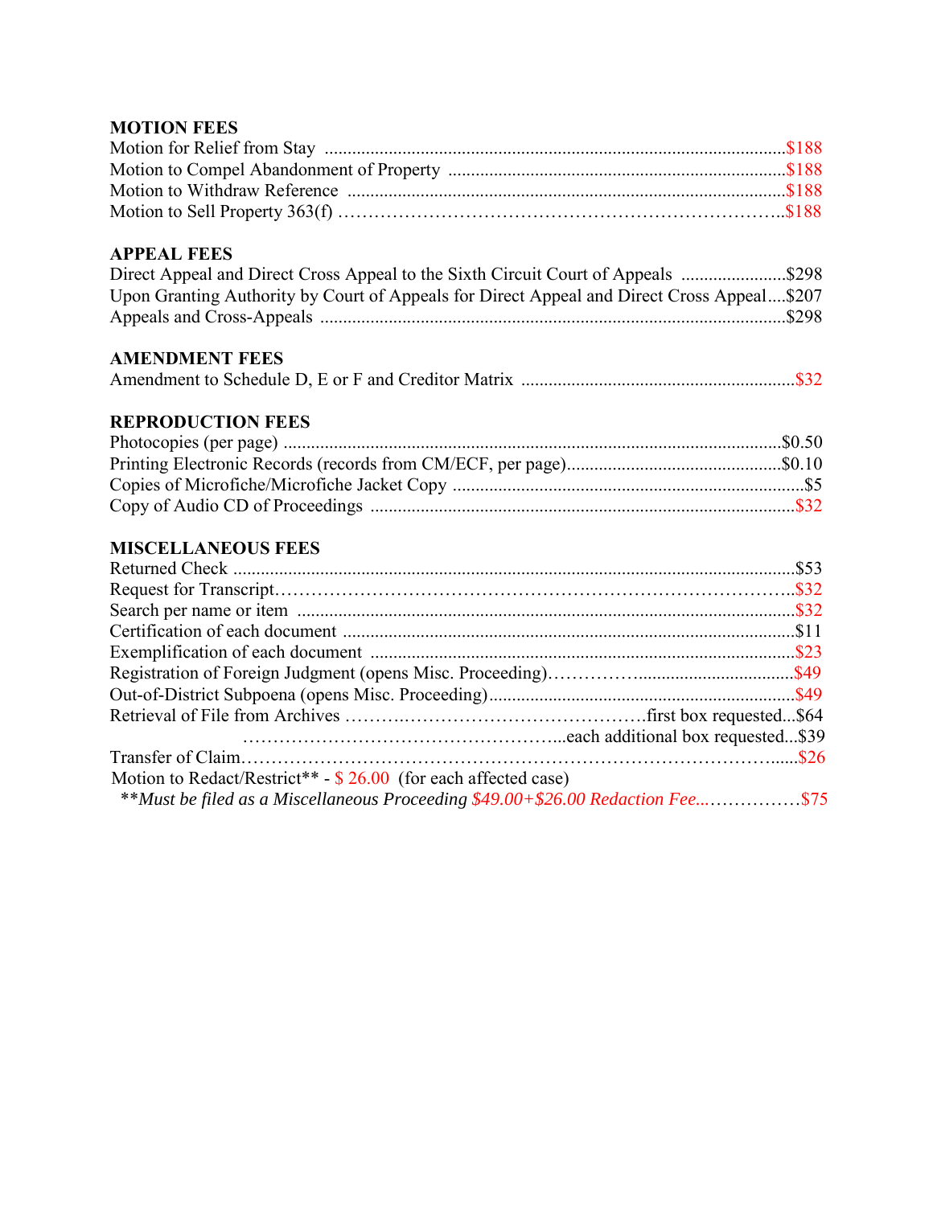**MOTION FEES**

Motion for Relief from Stay ........................................................................................................$188
Motion to Compel Abandonment of Property ............................................................................$188
Motion to Withdraw Reference ..................................................................................................$188
Motion to Sell Property 363(f) ……………………………………………………………..$188

**APPEAL FEES**

Direct Appeal and Direct Cross Appeal to the Sixth Circuit Court of Appeals .......................$298
Upon Granting Authority by Court of Appeals for Direct Appeal and Direct Cross Appeal....$207
Appeals and Cross-Appeals .......................................................................................................$298

**AMENDMENT FEES**

Amendment to Schedule D, E or F and Creditor Matrix ............................................................$32

**REPRODUCTION FEES**

Photocopies (per page) ..............................................................................................................$0.50
Printing Electronic Records (records from CM/ECF, per page)...............................................$0.10
Copies of Microfiche/Microfiche Jacket Copy ...........................................................................$5
Copy of Audio CD of Proceedings ...........................................................................................$32

**MISCELLANEOUS FEES**

Returned Check ..........................................................................................................................$53
Request for Transcript…………………………………………………………………………..$32
Search per name or item ............................................................................................................$32
Certification of each document .................................................................................................$11
Exemplification of each document ............................................................................................$23
Registration of Foreign Judgment (opens Misc. Proceeding)……………...................................$49
Out-of-District Subpoena (opens Misc. Proceeding)...................................................................$49
Retrieval of File from Archives ………………………………………….first box requested...$64
……………………………………………...each additional box requested...$39
Transfer of Claim…………………………………………………………………………......$26
Motion to Redact/Restrict** - $ 26.00 (for each affected case)
***\*Must be filed as a Miscellaneous Proceeding $49.00+$26.00 Redaction Fee...*……………$75